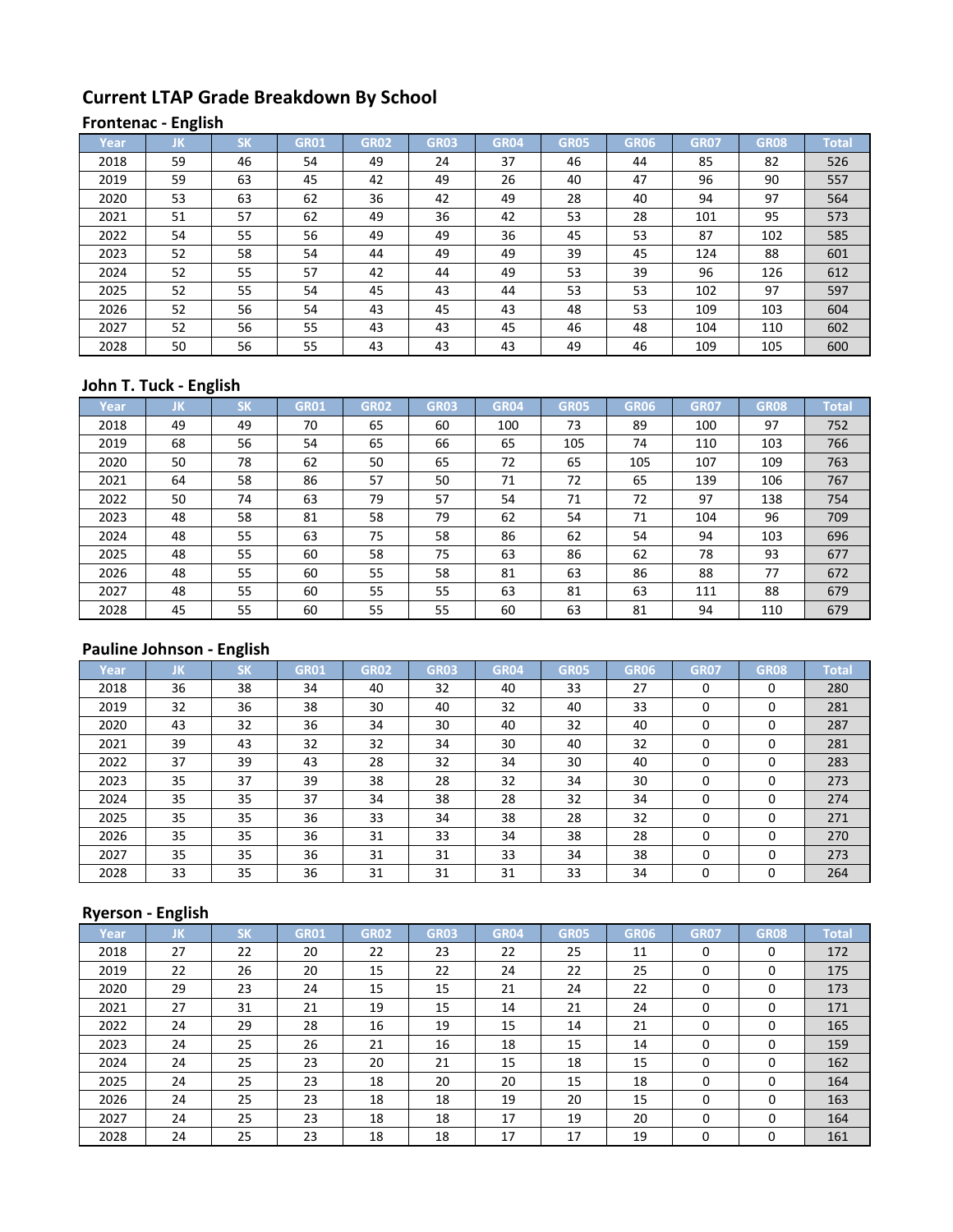## Current LTAP Grade Breakdown By School

### Frontenac - English

| Year | JK | SK | GR01 | GR02 | GR03 | GR04 | GR05 | GR06 | GR07 | GR08 | Total |
|---|---|---|---|---|---|---|---|---|---|---|---|
| 2018 | 59 | 46 | 54 | 49 | 24 | 37 | 46 | 44 | 85 | 82 | 526 |
| 2019 | 59 | 63 | 45 | 42 | 49 | 26 | 40 | 47 | 96 | 90 | 557 |
| 2020 | 53 | 63 | 62 | 36 | 42 | 49 | 28 | 40 | 94 | 97 | 564 |
| 2021 | 51 | 57 | 62 | 49 | 36 | 42 | 53 | 28 | 101 | 95 | 573 |
| 2022 | 54 | 55 | 56 | 49 | 49 | 36 | 45 | 53 | 87 | 102 | 585 |
| 2023 | 52 | 58 | 54 | 44 | 49 | 49 | 39 | 45 | 124 | 88 | 601 |
| 2024 | 52 | 55 | 57 | 42 | 44 | 49 | 53 | 39 | 96 | 126 | 612 |
| 2025 | 52 | 55 | 54 | 45 | 43 | 44 | 53 | 53 | 102 | 97 | 597 |
| 2026 | 52 | 56 | 54 | 43 | 45 | 43 | 48 | 53 | 109 | 103 | 604 |
| 2027 | 52 | 56 | 55 | 43 | 43 | 45 | 46 | 48 | 104 | 110 | 602 |
| 2028 | 50 | 56 | 55 | 43 | 43 | 43 | 49 | 46 | 109 | 105 | 600 |

### John T. Tuck - English

| Year | JK | SK | GR01 | GR02 | GR03 | GR04 | GR05 | GR06 | GR07 | GR08 | Total |
|---|---|---|---|---|---|---|---|---|---|---|---|
| 2018 | 49 | 49 | 70 | 65 | 60 | 100 | 73 | 89 | 100 | 97 | 752 |
| 2019 | 68 | 56 | 54 | 65 | 66 | 65 | 105 | 74 | 110 | 103 | 766 |
| 2020 | 50 | 78 | 62 | 50 | 65 | 72 | 65 | 105 | 107 | 109 | 763 |
| 2021 | 64 | 58 | 86 | 57 | 50 | 71 | 72 | 65 | 139 | 106 | 767 |
| 2022 | 50 | 74 | 63 | 79 | 57 | 54 | 71 | 72 | 97 | 138 | 754 |
| 2023 | 48 | 58 | 81 | 58 | 79 | 62 | 54 | 71 | 104 | 96 | 709 |
| 2024 | 48 | 55 | 63 | 75 | 58 | 86 | 62 | 54 | 94 | 103 | 696 |
| 2025 | 48 | 55 | 60 | 58 | 75 | 63 | 86 | 62 | 78 | 93 | 677 |
| 2026 | 48 | 55 | 60 | 55 | 58 | 81 | 63 | 86 | 88 | 77 | 672 |
| 2027 | 48 | 55 | 60 | 55 | 55 | 63 | 81 | 63 | 111 | 88 | 679 |
| 2028 | 45 | 55 | 60 | 55 | 55 | 60 | 63 | 81 | 94 | 110 | 679 |

### Pauline Johnson - English

| Year | JK | SK | GR01 | GR02 | GR03 | GR04 | GR05 | GR06 | GR07 | GR08 | Total |
|---|---|---|---|---|---|---|---|---|---|---|---|
| 2018 | 36 | 38 | 34 | 40 | 32 | 40 | 33 | 27 | 0 | 0 | 280 |
| 2019 | 32 | 36 | 38 | 30 | 40 | 32 | 40 | 33 | 0 | 0 | 281 |
| 2020 | 43 | 32 | 36 | 34 | 30 | 40 | 32 | 40 | 0 | 0 | 287 |
| 2021 | 39 | 43 | 32 | 32 | 34 | 30 | 40 | 32 | 0 | 0 | 281 |
| 2022 | 37 | 39 | 43 | 28 | 32 | 34 | 30 | 40 | 0 | 0 | 283 |
| 2023 | 35 | 37 | 39 | 38 | 28 | 32 | 34 | 30 | 0 | 0 | 273 |
| 2024 | 35 | 35 | 37 | 34 | 38 | 28 | 32 | 34 | 0 | 0 | 274 |
| 2025 | 35 | 35 | 36 | 33 | 34 | 38 | 28 | 32 | 0 | 0 | 271 |
| 2026 | 35 | 35 | 36 | 31 | 33 | 34 | 38 | 28 | 0 | 0 | 270 |
| 2027 | 35 | 35 | 36 | 31 | 31 | 33 | 34 | 38 | 0 | 0 | 273 |
| 2028 | 33 | 35 | 36 | 31 | 31 | 31 | 33 | 34 | 0 | 0 | 264 |

### Ryerson - English

| Year | JK | SK | GR01 | GR02 | GR03 | GR04 | GR05 | GR06 | GR07 | GR08 | Total |
|---|---|---|---|---|---|---|---|---|---|---|---|
| 2018 | 27 | 22 | 20 | 22 | 23 | 22 | 25 | 11 | 0 | 0 | 172 |
| 2019 | 22 | 26 | 20 | 15 | 22 | 24 | 22 | 25 | 0 | 0 | 175 |
| 2020 | 29 | 23 | 24 | 15 | 15 | 21 | 24 | 22 | 0 | 0 | 173 |
| 2021 | 27 | 31 | 21 | 19 | 15 | 14 | 21 | 24 | 0 | 0 | 171 |
| 2022 | 24 | 29 | 28 | 16 | 19 | 15 | 14 | 21 | 0 | 0 | 165 |
| 2023 | 24 | 25 | 26 | 21 | 16 | 18 | 15 | 14 | 0 | 0 | 159 |
| 2024 | 24 | 25 | 23 | 20 | 21 | 15 | 18 | 15 | 0 | 0 | 162 |
| 2025 | 24 | 25 | 23 | 18 | 20 | 20 | 15 | 18 | 0 | 0 | 164 |
| 2026 | 24 | 25 | 23 | 18 | 18 | 19 | 20 | 15 | 0 | 0 | 163 |
| 2027 | 24 | 25 | 23 | 18 | 18 | 17 | 19 | 20 | 0 | 0 | 164 |
| 2028 | 24 | 25 | 23 | 18 | 18 | 17 | 17 | 19 | 0 | 0 | 161 |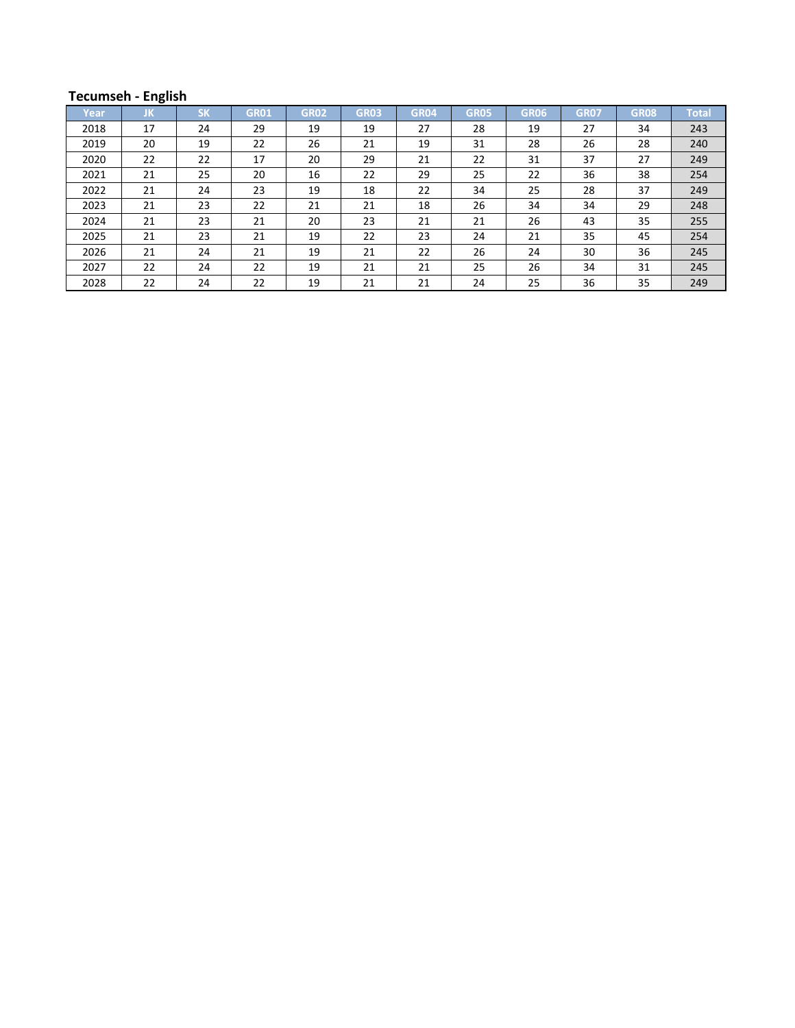**Tecumseh - English**

| Year | JK | SK | GR01 | GR02 | GR03 | GR04 | GR05 | GR06 | GR07 | GR08 | Total |
|---|---|---|---|---|---|---|---|---|---|---|---|
| 2018 | 17 | 24 | 29 | 19 | 19 | 27 | 28 | 19 | 27 | 34 | 243 |
| 2019 | 20 | 19 | 22 | 26 | 21 | 19 | 31 | 28 | 26 | 28 | 240 |
| 2020 | 22 | 22 | 17 | 20 | 29 | 21 | 22 | 31 | 37 | 27 | 249 |
| 2021 | 21 | 25 | 20 | 16 | 22 | 29 | 25 | 22 | 36 | 38 | 254 |
| 2022 | 21 | 24 | 23 | 19 | 18 | 22 | 34 | 25 | 28 | 37 | 249 |
| 2023 | 21 | 23 | 22 | 21 | 21 | 18 | 26 | 34 | 34 | 29 | 248 |
| 2024 | 21 | 23 | 21 | 20 | 23 | 21 | 21 | 26 | 43 | 35 | 255 |
| 2025 | 21 | 23 | 21 | 19 | 22 | 23 | 24 | 21 | 35 | 45 | 254 |
| 2026 | 21 | 24 | 21 | 19 | 21 | 22 | 26 | 24 | 30 | 36 | 245 |
| 2027 | 22 | 24 | 22 | 19 | 21 | 21 | 25 | 26 | 34 | 31 | 245 |
| 2028 | 22 | 24 | 22 | 19 | 21 | 21 | 24 | 25 | 36 | 35 | 249 |